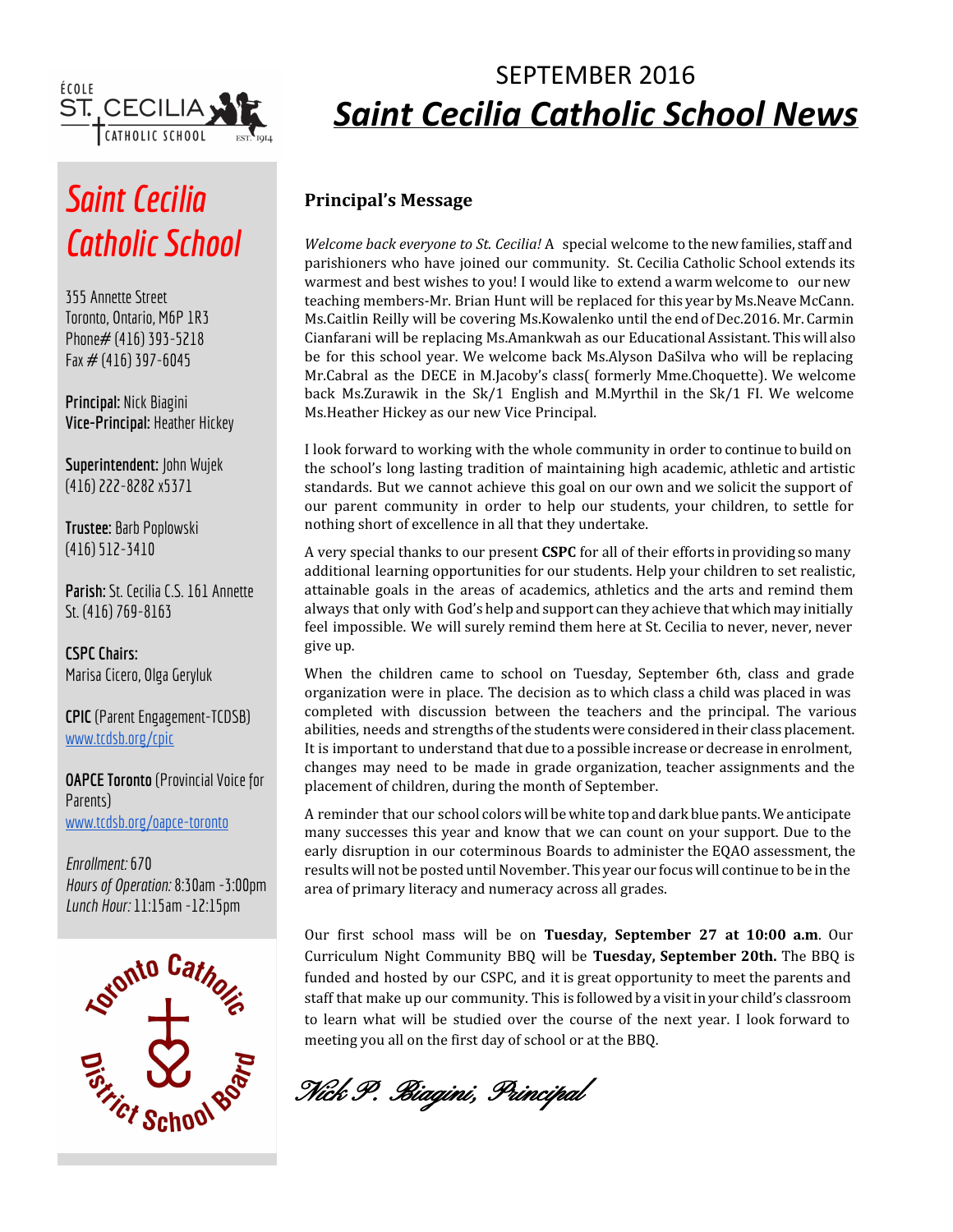SEPTEMBER 2016

# *Saint Cecilia Catholic School News*

## Saint Cecilia Catholic School

355 Annette Street
Toronto, Ontario, M6P 1R3
Phone# (416) 393-5218
Fax # (416) 397-6045

**Principal:** Nick Biagini
**Vice-Principal:** Heather Hickey

**Superintendent:** John Wujek
(416) 222-8282 x5371

**Trustee:** Barb Poplowski
(416) 512-3410

**Parish:** St. Cecilia C.S. 161 Annette St. (416) 769-8163

**CSPC Chairs:**
Marisa Cicero, Olga Geryluk

**CPIC** (Parent Engagement-TCDSB)
www.tcdsb.org/cpic

**OAPCE Toronto** (Provincial Voice for Parents)
www.tcdsb.org/oapce-toronto

*Enrollment:* 670
*Hours of Operation:* 8:30am -3:00pm
*Lunch Hour:* 11:15am -12:15pm

### Principal's Message

*Welcome back everyone to St. Cecilia!* A special welcome to the new families, staff and parishioners who have joined our community. St. Cecilia Catholic School extends its warmest and best wishes to you! I would like to extend a warm welcome to our new teaching members-Mr. Brian Hunt will be replaced for this year by Ms.Neave McCann. Ms.Caitlin Reilly will be covering Ms.Kowalenko until the end of Dec.2016. Mr. Carmin Cianfarani will be replacing Ms.Amankwah as our Educational Assistant. This will also be for this school year. We welcome back Ms.Alyson DaSilva who will be replacing Mr.Cabral as the DECE in M.Jacoby's class( formerly Mme.Choquette). We welcome back Ms.Zurawik in the Sk/1 English and M.Myrthil in the Sk/1 FI. We welcome Ms.Heather Hickey as our new Vice Principal.

I look forward to working with the whole community in order to continue to build on the school's long lasting tradition of maintaining high academic, athletic and artistic standards. But we cannot achieve this goal on our own and we solicit the support of our parent community in order to help our students, your children, to settle for nothing short of excellence in all that they undertake.

A very special thanks to our present **CSPC** for all of their efforts in providing so many additional learning opportunities for our students. Help your children to set realistic, attainable goals in the areas of academics, athletics and the arts and remind them always that only with God's help and support can they achieve that which may initially feel impossible. We will surely remind them here at St. Cecilia to never, never, never give up.

When the children came to school on Tuesday, September 6th, class and grade organization were in place. The decision as to which class a child was placed in was completed with discussion between the teachers and the principal. The various abilities, needs and strengths of the students were considered in their class placement. It is important to understand that due to a possible increase or decrease in enrolment, changes may need to be made in grade organization, teacher assignments and the placement of children, during the month of September.

A reminder that our school colors will be white top and dark blue pants. We anticipate many successes this year and know that we can count on your support. Due to the early disruption in our coterminous Boards to administer the EQAO assessment, the results will not be posted until November. This year our focus will continue to be in the area of primary literacy and numeracy across all grades.

Our first school mass will be on **Tuesday, September 27 at 10:00 a.m**. Our Curriculum Night Community BBQ will be **Tuesday, September 20th.** The BBQ is funded and hosted by our CSPC, and it is great opportunity to meet the parents and staff that make up our community. This is followed by a visit in your child's classroom to learn what will be studied over the course of the next year. I look forward to meeting you all on the first day of school or at the BBQ.

*Nick P. Biagini, Principal*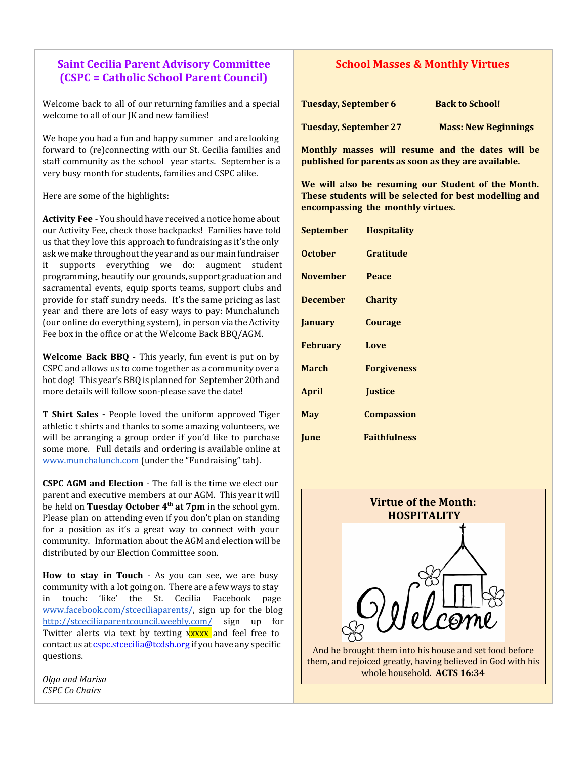## Saint Cecilia Parent Advisory Committee (CSPC = Catholic School Parent Council)

Welcome back to all of our returning families and a special welcome to all of our JK and new families!

We hope you had a fun and happy summer and are looking forward to (re)connecting with our St. Cecilia families and staff community as the school year starts. September is a very busy month for students, families and CSPC alike.

Here are some of the highlights:

**Activity Fee** - You should have received a notice home about our Activity Fee, check those backpacks! Families have told us that they love this approach to fundraising as it's the only ask we make throughout the year and as our main fundraiser it supports everything we do: augment student programming, beautify our grounds, support graduation and sacramental events, equip sports teams, support clubs and provide for staff sundry needs. It's the same pricing as last year and there are lots of easy ways to pay: Munchalunch (our online do everything system), in person via the Activity Fee box in the office or at the Welcome Back BBQ/AGM.

**Welcome Back BBQ** - This yearly, fun event is put on by CSPC and allows us to come together as a community over a hot dog! This year's BBQ is planned for September 20th and more details will follow soon-please save the date!

**T Shirt Sales -** People loved the uniform approved Tiger athletic t shirts and thanks to some amazing volunteers, we will be arranging a group order if you'd like to purchase some more. Full details and ordering is available online at www.munchalunch.com (under the "Fundraising" tab).

**CSPC AGM and Election** - The fall is the time we elect our parent and executive members at our AGM. This year it will be held on **Tuesday October 4th at 7pm** in the school gym. Please plan on attending even if you don't plan on standing for a position as it's a great way to connect with your community. Information about the AGM and election will be distributed by our Election Committee soon.

**How to stay in Touch** - As you can see, we are busy community with a lot going on. There are a few ways to stay in touch: 'like' the St. Cecilia Facebook page www.facebook.com/stceciliaparents/, sign up for the blog http://stceciliaparentcouncil.weebly.com/ sign up for Twitter alerts via text by texting xxxxx and feel free to contact us at cspc.stcecilia@tcdsb.org if you have any specific questions.

*Olga and Marisa*
*CSPC Co Chairs*

## School Masses & Monthly Virtues

**Tuesday, September 6** — **Back to School!**

**Tuesday, September 27** — **Mass: New Beginnings**

**Monthly masses will resume and the dates will be published for parents as soon as they are available.**

**We will also be resuming our Student of the Month. These students will be selected for best modelling and encompassing the monthly virtues.**

| | |
|---|---|
| **September** | **Hospitality** |
| **October** | **Gratitude** |
| **November** | **Peace** |
| **December** | **Charity** |
| **January** | **Courage** |
| **February** | **Love** |
| **March** | **Forgiveness** |
| **April** | **Justice** |
| **May** | **Compassion** |
| **June** | **Faithfulness** |

### Virtue of the Month: HOSPITALITY

Welcome

And he brought them into his house and set food before them, and rejoiced greatly, having believed in God with his whole household. **ACTS 16:34**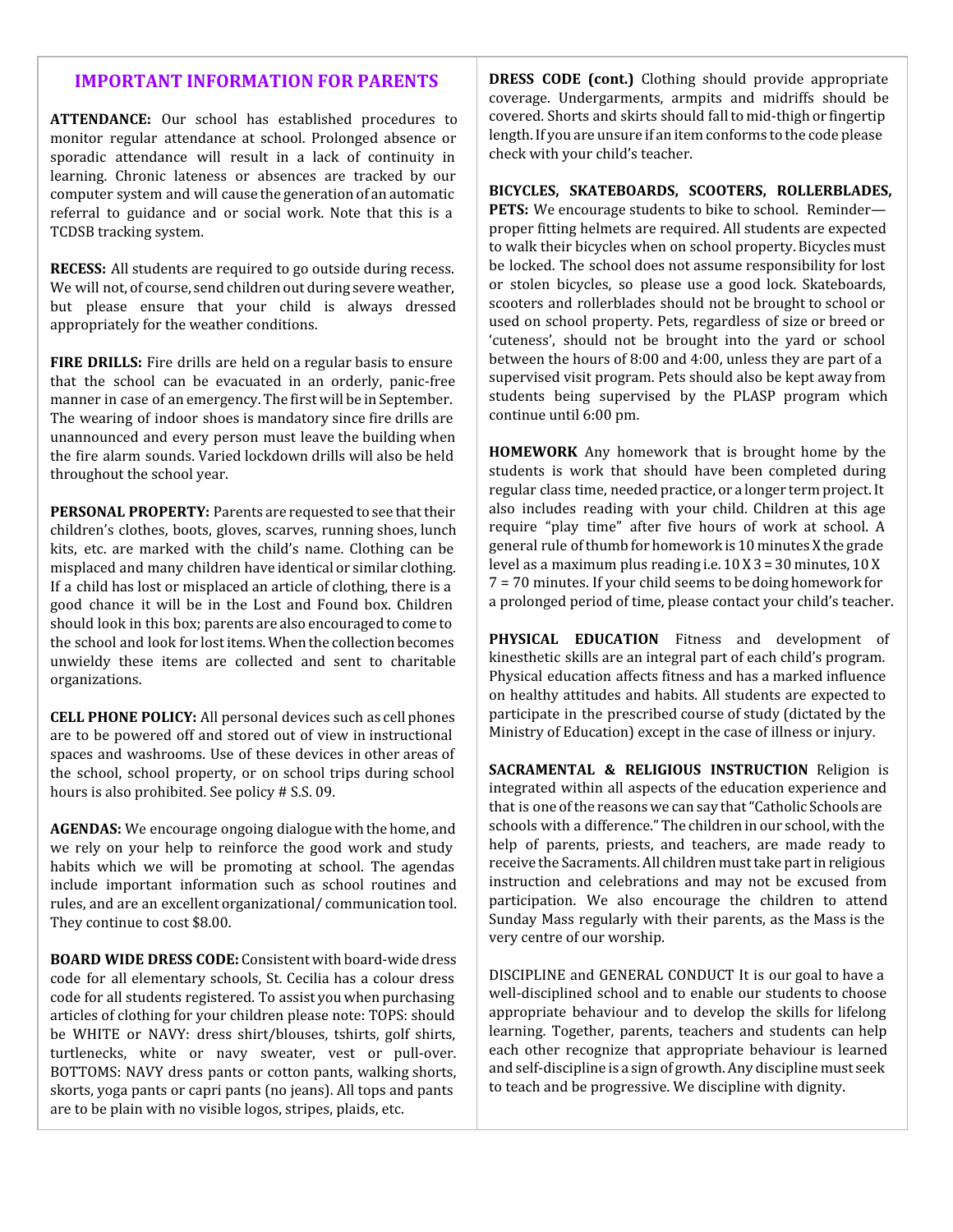## IMPORTANT INFORMATION FOR PARENTS

**ATTENDANCE:** Our school has established procedures to monitor regular attendance at school. Prolonged absence or sporadic attendance will result in a lack of continuity in learning. Chronic lateness or absences are tracked by our computer system and will cause the generation of an automatic referral to guidance and or social work. Note that this is a TCDSB tracking system.

**RECESS:** All students are required to go outside during recess. We will not, of course, send children out during severe weather, but please ensure that your child is always dressed appropriately for the weather conditions.

**FIRE DRILLS:** Fire drills are held on a regular basis to ensure that the school can be evacuated in an orderly, panic-free manner in case of an emergency. The first will be in September. The wearing of indoor shoes is mandatory since fire drills are unannounced and every person must leave the building when the fire alarm sounds. Varied lockdown drills will also be held throughout the school year.

**PERSONAL PROPERTY:** Parents are requested to see that their children's clothes, boots, gloves, scarves, running shoes, lunch kits, etc. are marked with the child's name. Clothing can be misplaced and many children have identical or similar clothing. If a child has lost or misplaced an article of clothing, there is a good chance it will be in the Lost and Found box. Children should look in this box; parents are also encouraged to come to the school and look for lost items. When the collection becomes unwieldy these items are collected and sent to charitable organizations.

**CELL PHONE POLICY:** All personal devices such as cell phones are to be powered off and stored out of view in instructional spaces and washrooms. Use of these devices in other areas of the school, school property, or on school trips during school hours is also prohibited. See policy # S.S. 09.

**AGENDAS:** We encourage ongoing dialogue with the home, and we rely on your help to reinforce the good work and study habits which we will be promoting at school. The agendas include important information such as school routines and rules, and are an excellent organizational/ communication tool. They continue to cost $8.00.

**BOARD WIDE DRESS CODE:** Consistent with board-wide dress code for all elementary schools, St. Cecilia has a colour dress code for all students registered. To assist you when purchasing articles of clothing for your children please note: TOPS: should be WHITE or NAVY: dress shirt/blouses, tshirts, golf shirts, turtlenecks, white or navy sweater, vest or pull-over. BOTTOMS: NAVY dress pants or cotton pants, walking shorts, skorts, yoga pants or capri pants (no jeans). All tops and pants are to be plain with no visible logos, stripes, plaids, etc.

**DRESS CODE (cont.)** Clothing should provide appropriate coverage. Undergarments, armpits and midriffs should be covered. Shorts and skirts should fall to mid-thigh or fingertip length. If you are unsure if an item conforms to the code please check with your child's teacher.

**BICYCLES, SKATEBOARDS, SCOOTERS, ROLLERBLADES, PETS:** We encourage students to bike to school. Reminder—proper fitting helmets are required. All students are expected to walk their bicycles when on school property. Bicycles must be locked. The school does not assume responsibility for lost or stolen bicycles, so please use a good lock. Skateboards, scooters and rollerblades should not be brought to school or used on school property. Pets, regardless of size or breed or 'cuteness', should not be brought into the yard or school between the hours of 8:00 and 4:00, unless they are part of a supervised visit program. Pets should also be kept away from students being supervised by the PLASP program which continue until 6:00 pm.

**HOMEWORK** Any homework that is brought home by the students is work that should have been completed during regular class time, needed practice, or a longer term project. It also includes reading with your child. Children at this age require "play time" after five hours of work at school. A general rule of thumb for homework is 10 minutes X the grade level as a maximum plus reading i.e. 10 X 3 = 30 minutes, 10 X 7 = 70 minutes. If your child seems to be doing homework for a prolonged period of time, please contact your child's teacher.

**PHYSICAL EDUCATION** Fitness and development of kinesthetic skills are an integral part of each child's program. Physical education affects fitness and has a marked influence on healthy attitudes and habits. All students are expected to participate in the prescribed course of study (dictated by the Ministry of Education) except in the case of illness or injury.

**SACRAMENTAL & RELIGIOUS INSTRUCTION** Religion is integrated within all aspects of the education experience and that is one of the reasons we can say that "Catholic Schools are schools with a difference." The children in our school, with the help of parents, priests, and teachers, are made ready to receive the Sacraments. All children must take part in religious instruction and celebrations and may not be excused from participation. We also encourage the children to attend Sunday Mass regularly with their parents, as the Mass is the very centre of our worship.

DISCIPLINE and GENERAL CONDUCT It is our goal to have a well-disciplined school and to enable our students to choose appropriate behaviour and to develop the skills for lifelong learning. Together, parents, teachers and students can help each other recognize that appropriate behaviour is learned and self-discipline is a sign of growth. Any discipline must seek to teach and be progressive. We discipline with dignity.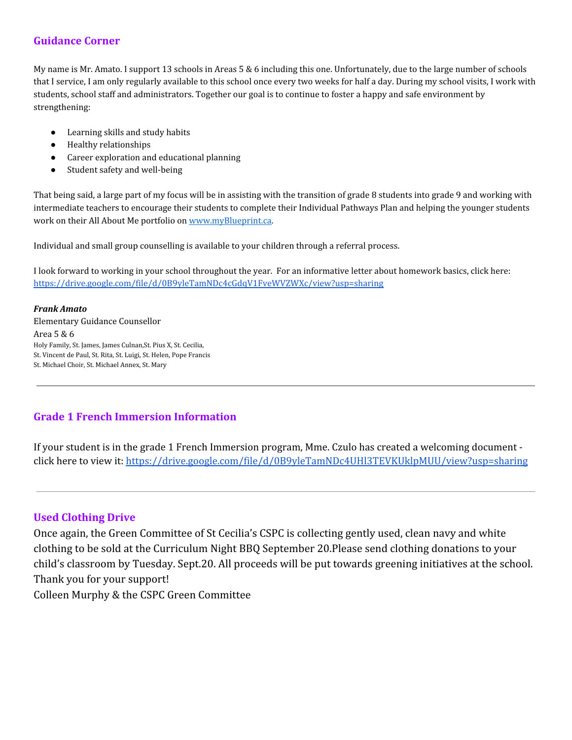## Guidance Corner

My name is Mr. Amato. I support 13 schools in Areas 5 & 6 including this one. Unfortunately, due to the large number of schools that I service, I am only regularly available to this school once every two weeks for half a day. During my school visits, I work with students, school staff and administrators. Together our goal is to continue to foster a happy and safe environment by strengthening:

- Learning skills and study habits
- Healthy relationships
- Career exploration and educational planning
- Student safety and well-being

That being said, a large part of my focus will be in assisting with the transition of grade 8 students into grade 9 and working with intermediate teachers to encourage their students to complete their Individual Pathways Plan and helping the younger students work on their All About Me portfolio on [www.myBlueprint.ca](http://www.myBlueprint.ca).

Individual and small group counselling is available to your children through a referral process.

I look forward to working in your school throughout the year. For an informative letter about homework basics, click here: https://drive.google.com/file/d/0B9yleTamNDc4cGdqV1FveWVZWXc/view?usp=sharing

***Frank Amato***
Elementary Guidance Counsellor
Area 5 & 6
Holy Family, St. James, James Culnan,St. Pius X, St. Cecilia,
St. Vincent de Paul, St. Rita, St. Luigi, St. Helen, Pope Francis
St. Michael Choir, St. Michael Annex, St. Mary

---

## Grade 1 French Immersion Information

If your student is in the grade 1 French Immersion program, Mme. Czulo has created a welcoming document - click here to view it: https://drive.google.com/file/d/0B9yleTamNDc4UHl3TEVKUklpMUU/view?usp=sharing

---

## Used Clothing Drive

Once again, the Green Committee of St Cecilia's CSPC is collecting gently used, clean navy and white clothing to be sold at the Curriculum Night BBQ September 20.Please send clothing donations to your child's classroom by Tuesday. Sept.20. All proceeds will be put towards greening initiatives at the school. Thank you for your support!
Colleen Murphy & the CSPC Green Committee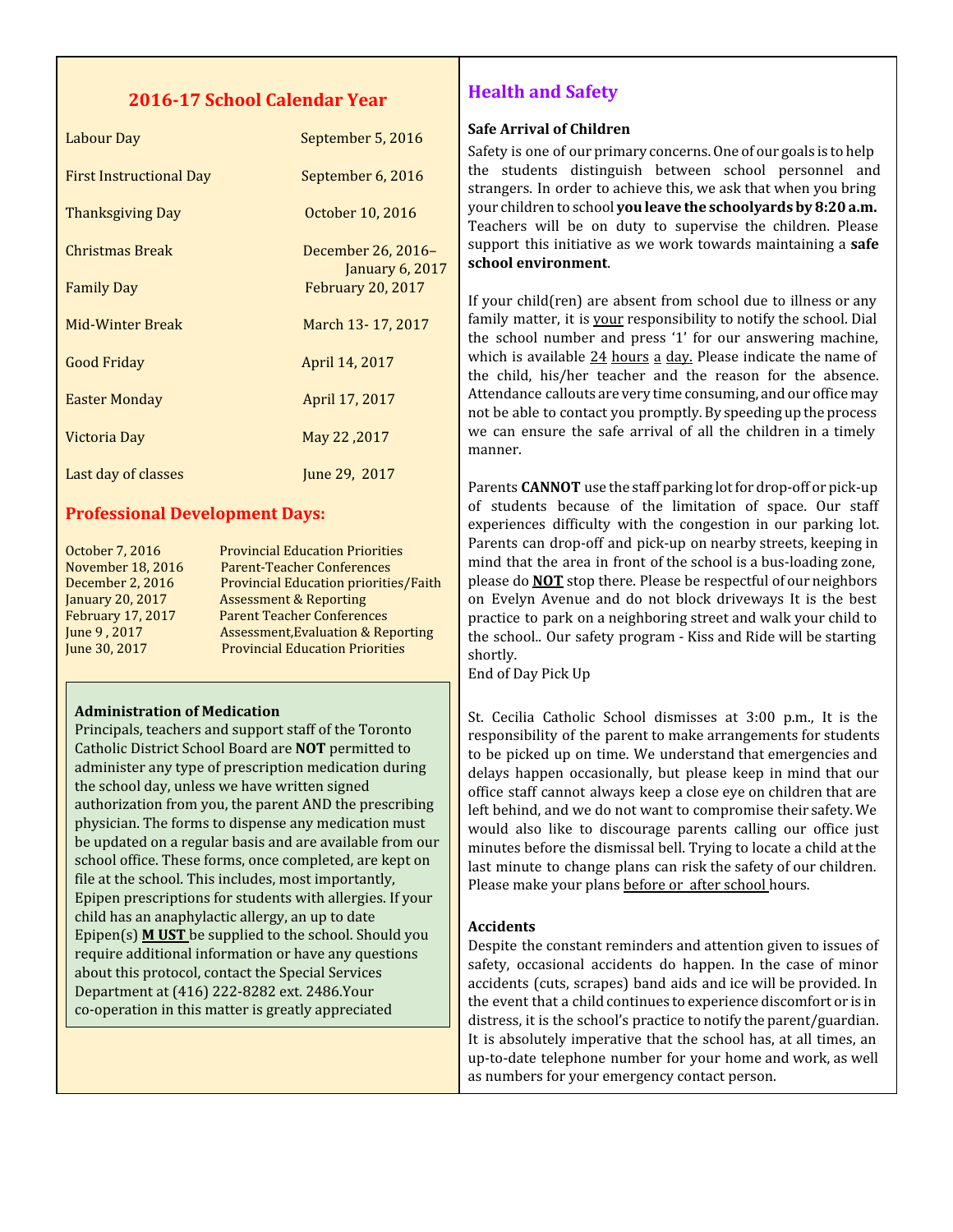## 2016-17 School Calendar Year

| | |
|---|---|
| Labour Day | September 5, 2016 |
| First Instructional Day | September 6, 2016 |
| Thanksgiving Day | October 10, 2016 |
| Christmas Break | December 26, 2016– January 6, 2017 |
| Family Day | February 20, 2017 |
| Mid-Winter Break | March 13- 17, 2017 |
| Good Friday | April 14, 2017 |
| Easter Monday | April 17, 2017 |
| Victoria Day | May 22 ,2017 |
| Last day of classes | June 29, 2017 |

## Professional Development Days:

| | |
|---|---|
| October 7, 2016 | Provincial Education Priorities |
| November 18, 2016 | Parent-Teacher Conferences |
| December 2, 2016 | Provincial Education priorities/Faith |
| January 20, 2017 | Assessment & Reporting |
| February 17, 2017 | Parent Teacher Conferences |
| June 9 , 2017 | Assessment,Evaluation & Reporting |
| June 30, 2017 | Provincial Education Priorities |

**Administration of Medication**

Principals, teachers and support staff of the Toronto Catholic District School Board are **NOT** permitted to administer any type of prescription medication during the school day, unless we have written signed authorization from you, the parent AND the prescribing physician. The forms to dispense any medication must be updated on a regular basis and are available from our school office. These forms, once completed, are kept on file at the school. This includes, most importantly, Epipen prescriptions for students with allergies. If your child has an anaphylactic allergy, an up to date Epipen(s) **M UST** be supplied to the school. Should you require additional information or have any questions about this protocol, contact the Special Services Department at (416) 222-8282 ext. 2486.Your co-operation in this matter is greatly appreciated

## Health and Safety

**Safe Arrival of Children**

Safety is one of our primary concerns. One of our goals is to help the students distinguish between school personnel and strangers. In order to achieve this, we ask that when you bring your children to school **you leave the schoolyards by 8:20 a.m.** Teachers will be on duty to supervise the children. Please support this initiative as we work towards maintaining a **safe school environment**.

If your child(ren) are absent from school due to illness or any family matter, it is your responsibility to notify the school. Dial the school number and press '1' for our answering machine, which is available 24 hours a day. Please indicate the name of the child, his/her teacher and the reason for the absence. Attendance callouts are very time consuming, and our office may not be able to contact you promptly. By speeding up the process we can ensure the safe arrival of all the children in a timely manner.

Parents **CANNOT** use the staff parking lot for drop-off or pick-up of students because of the limitation of space. Our staff experiences difficulty with the congestion in our parking lot. Parents can drop-off and pick-up on nearby streets, keeping in mind that the area in front of the school is a bus-loading zone, please do **NOT** stop there. Please be respectful of our neighbors on Evelyn Avenue and do not block driveways It is the best practice to park on a neighboring street and walk your child to the school.. Our safety program - Kiss and Ride will be starting shortly.

End of Day Pick Up

St. Cecilia Catholic School dismisses at 3:00 p.m., It is the responsibility of the parent to make arrangements for students to be picked up on time. We understand that emergencies and delays happen occasionally, but please keep in mind that our office staff cannot always keep a close eye on children that are left behind, and we do not want to compromise their safety. We would also like to discourage parents calling our office just minutes before the dismissal bell. Trying to locate a child at the last minute to change plans can risk the safety of our children. Please make your plans before or after school hours.

**Accidents**

Despite the constant reminders and attention given to issues of safety, occasional accidents do happen. In the case of minor accidents (cuts, scrapes) band aids and ice will be provided. In the event that a child continues to experience discomfort or is in distress, it is the school's practice to notify the parent/guardian. It is absolutely imperative that the school has, at all times, an up-to-date telephone number for your home and work, as well as numbers for your emergency contact person.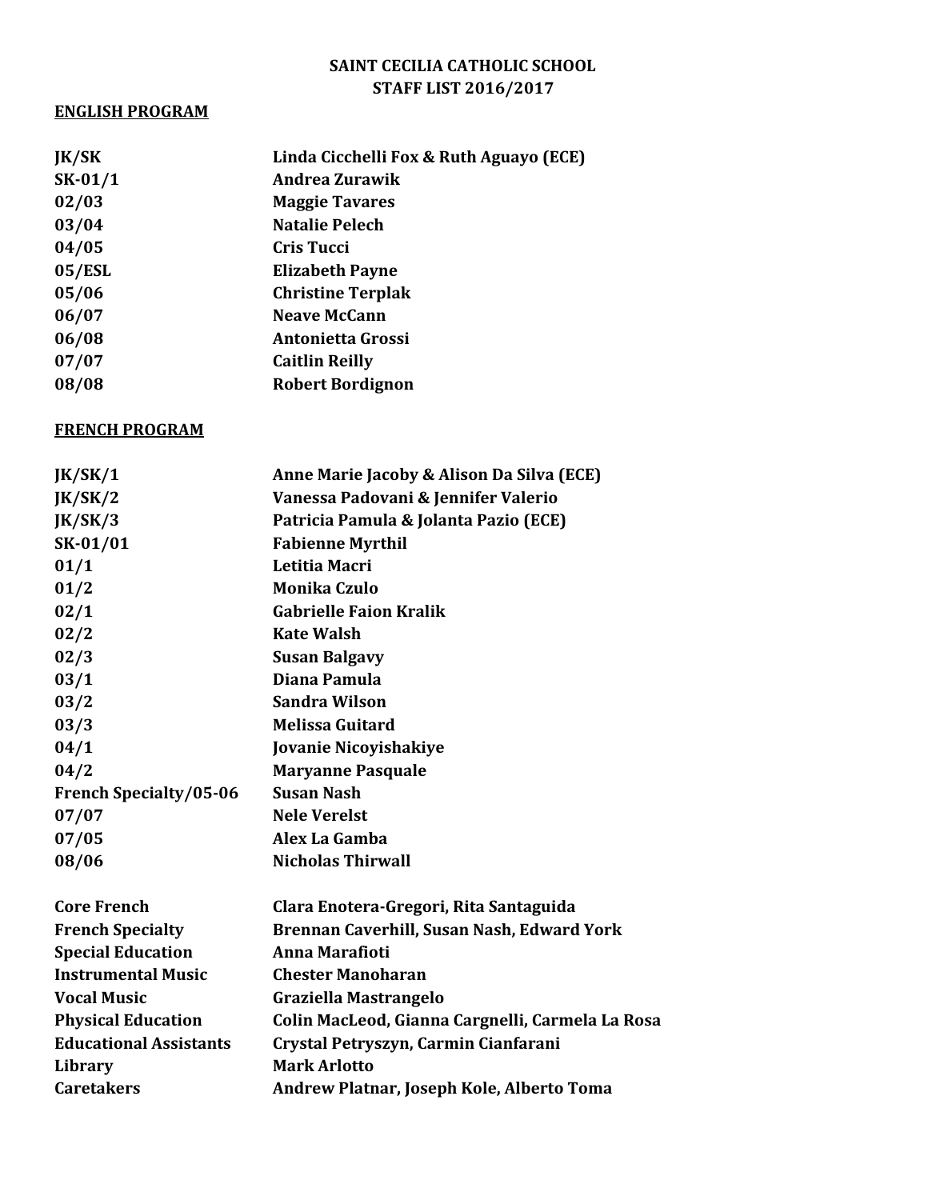# SAINT CECILIA CATHOLIC SCHOOL
# STAFF LIST 2016/2017

## ENGLISH PROGRAM

| | |
|---|---|
| **JK/SK** | **Linda Cicchelli Fox & Ruth Aguayo (ECE)** |
| **SK-01/1** | **Andrea Zurawik** |
| **02/03** | **Maggie Tavares** |
| **03/04** | **Natalie Pelech** |
| **04/05** | **Cris Tucci** |
| **05/ESL** | **Elizabeth Payne** |
| **05/06** | **Christine Terplak** |
| **06/07** | **Neave McCann** |
| **06/08** | **Antonietta Grossi** |
| **07/07** | **Caitlin Reilly** |
| **08/08** | **Robert Bordignon** |

## FRENCH PROGRAM

| | |
|---|---|
| **JK/SK/1** | **Anne Marie Jacoby & Alison Da Silva (ECE)** |
| **JK/SK/2** | **Vanessa Padovani & Jennifer Valerio** |
| **JK/SK/3** | **Patricia Pamula & Jolanta Pazio (ECE)** |
| **SK-01/01** | **Fabienne Myrthil** |
| **01/1** | **Letitia Macri** |
| **01/2** | **Monika Czulo** |
| **02/1** | **Gabrielle Faion Kralik** |
| **02/2** | **Kate Walsh** |
| **02/3** | **Susan Balgavy** |
| **03/1** | **Diana Pamula** |
| **03/2** | **Sandra Wilson** |
| **03/3** | **Melissa Guitard** |
| **04/1** | **Jovanie Nicoyishakiye** |
| **04/2** | **Maryanne Pasquale** |
| **French Specialty/05-06** | **Susan Nash** |
| **07/07** | **Nele Verelst** |
| **07/05** | **Alex La Gamba** |
| **08/06** | **Nicholas Thirwall** |

| | |
|---|---|
| **Core French** | **Clara Enotera-Gregori, Rita Santaguida** |
| **French Specialty** | **Brennan Caverhill, Susan Nash, Edward York** |
| **Special Education** | **Anna Marafioti** |
| **Instrumental Music** | **Chester Manoharan** |
| **Vocal Music** | **Graziella Mastrangelo** |
| **Physical Education** | **Colin MacLeod, Gianna Cargnelli, Carmela La Rosa** |
| **Educational Assistants** | **Crystal Petryszyn, Carmin Cianfarani** |
| **Library** | **Mark Arlotto** |
| **Caretakers** | **Andrew Platnar, Joseph Kole, Alberto Toma** |